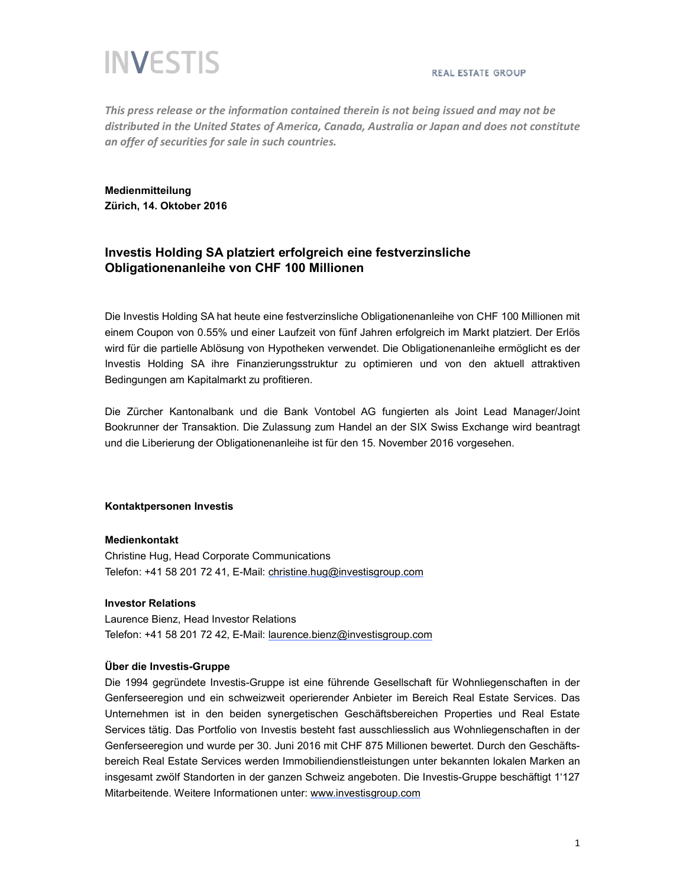INVESTIS

REAL ESTATE GROUP

*This press release or the information contained therein is not being issued and may not be distributed in the United States of America, Canada, Australia or Japan and does not constitute an offer of securities for sale in such countries.*

**Medienmitteilung**
**Zürich, 14. Oktober 2016**

## Investis Holding SA platziert erfolgreich eine festverzinsliche Obligationenanleihe von CHF 100 Millionen

Die Investis Holding SA hat heute eine festverzinsliche Obligationenanleihe von CHF 100 Millionen mit einem Coupon von 0.55% und einer Laufzeit von fünf Jahren erfolgreich im Markt platziert. Der Erlös wird für die partielle Ablösung von Hypotheken verwendet. Die Obligationenanleihe ermöglicht es der Investis Holding SA ihre Finanzierungsstruktur zu optimieren und von den aktuell attraktiven Bedingungen am Kapitalmarkt zu profitieren.

Die Zürcher Kantonalbank und die Bank Vontobel AG fungierten als Joint Lead Manager/Joint Bookrunner der Transaktion. Die Zulassung zum Handel an der SIX Swiss Exchange wird beantragt und die Liberierung der Obligationenanleihe ist für den 15. November 2016 vorgesehen.

**Kontaktpersonen Investis**

**Medienkontakt**
Christine Hug, Head Corporate Communications
Telefon: +41 58 201 72 41, E-Mail: christine.hug@investisgroup.com

**Investor Relations**
Laurence Bienz, Head Investor Relations
Telefon: +41 58 201 72 42, E-Mail: laurence.bienz@investisgroup.com

**Über die Investis-Gruppe**
Die 1994 gegründete Investis-Gruppe ist eine führende Gesellschaft für Wohnliegenschaften in der Genferseeregion und ein schweizweit operierender Anbieter im Bereich Real Estate Services. Das Unternehmen ist in den beiden synergetischen Geschäftsbereichen Properties und Real Estate Services tätig. Das Portfolio von Investis besteht fast ausschliesslich aus Wohnliegenschaften in der Genferseeregion und wurde per 30. Juni 2016 mit CHF 875 Millionen bewertet. Durch den Geschäftsbereich Real Estate Services werden Immobiliendienstleistungen unter bekannten lokalen Marken an insgesamt zwölf Standorten in der ganzen Schweiz angeboten. Die Investis-Gruppe beschäftigt 1'127 Mitarbeitende. Weitere Informationen unter: www.investisgroup.com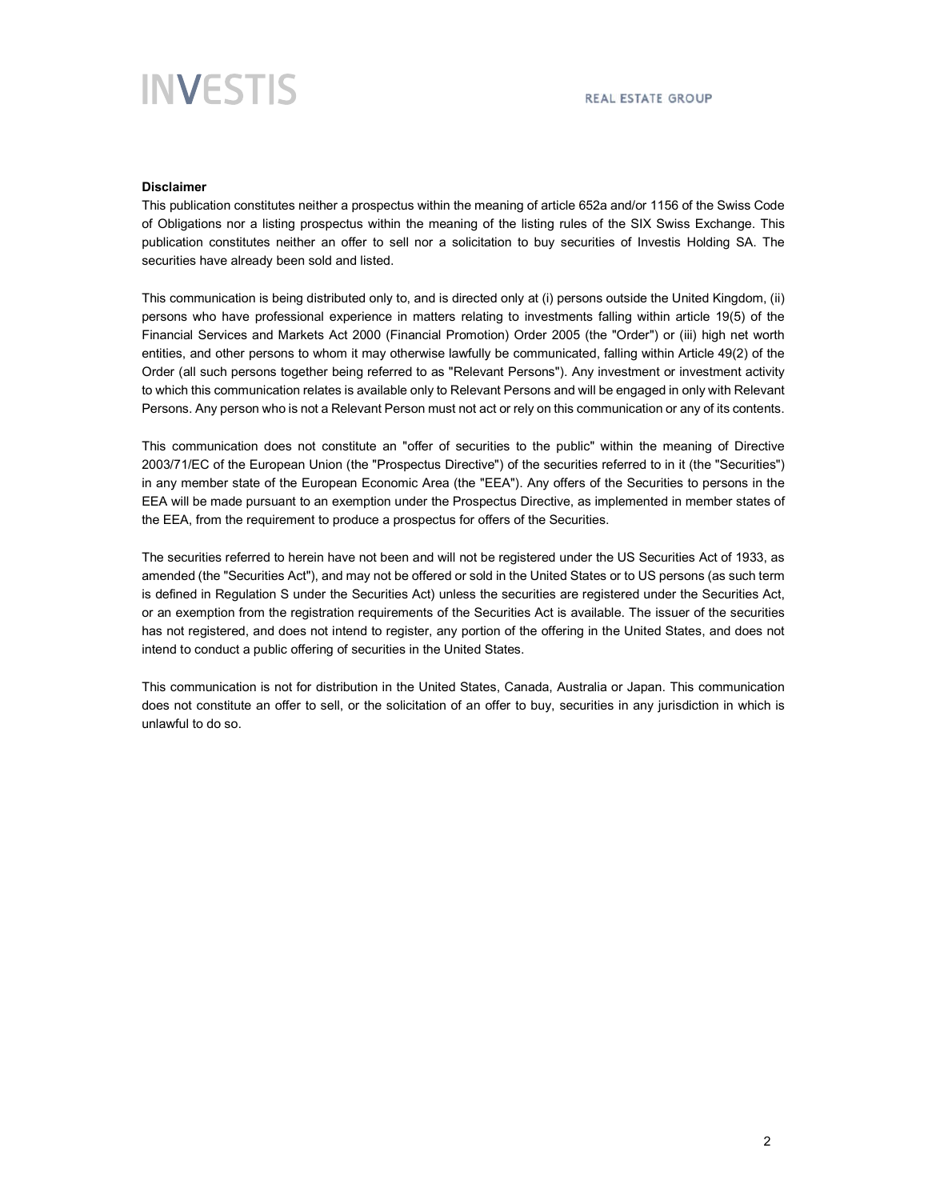**Disclaimer**

This publication constitutes neither a prospectus within the meaning of article 652a and/or 1156 of the Swiss Code of Obligations nor a listing prospectus within the meaning of the listing rules of the SIX Swiss Exchange. This publication constitutes neither an offer to sell nor a solicitation to buy securities of Investis Holding SA. The securities have already been sold and listed.

This communication is being distributed only to, and is directed only at (i) persons outside the United Kingdom, (ii) persons who have professional experience in matters relating to investments falling within article 19(5) of the Financial Services and Markets Act 2000 (Financial Promotion) Order 2005 (the "Order") or (iii) high net worth entities, and other persons to whom it may otherwise lawfully be communicated, falling within Article 49(2) of the Order (all such persons together being referred to as "Relevant Persons"). Any investment or investment activity to which this communication relates is available only to Relevant Persons and will be engaged in only with Relevant Persons. Any person who is not a Relevant Person must not act or rely on this communication or any of its contents.

This communication does not constitute an "offer of securities to the public" within the meaning of Directive 2003/71/EC of the European Union (the "Prospectus Directive") of the securities referred to in it (the "Securities") in any member state of the European Economic Area (the "EEA"). Any offers of the Securities to persons in the EEA will be made pursuant to an exemption under the Prospectus Directive, as implemented in member states of the EEA, from the requirement to produce a prospectus for offers of the Securities.

The securities referred to herein have not been and will not be registered under the US Securities Act of 1933, as amended (the "Securities Act"), and may not be offered or sold in the United States or to US persons (as such term is defined in Regulation S under the Securities Act) unless the securities are registered under the Securities Act, or an exemption from the registration requirements of the Securities Act is available. The issuer of the securities has not registered, and does not intend to register, any portion of the offering in the United States, and does not intend to conduct a public offering of securities in the United States.

This communication is not for distribution in the United States, Canada, Australia or Japan. This communication does not constitute an offer to sell, or the solicitation of an offer to buy, securities in any jurisdiction in which is unlawful to do so.